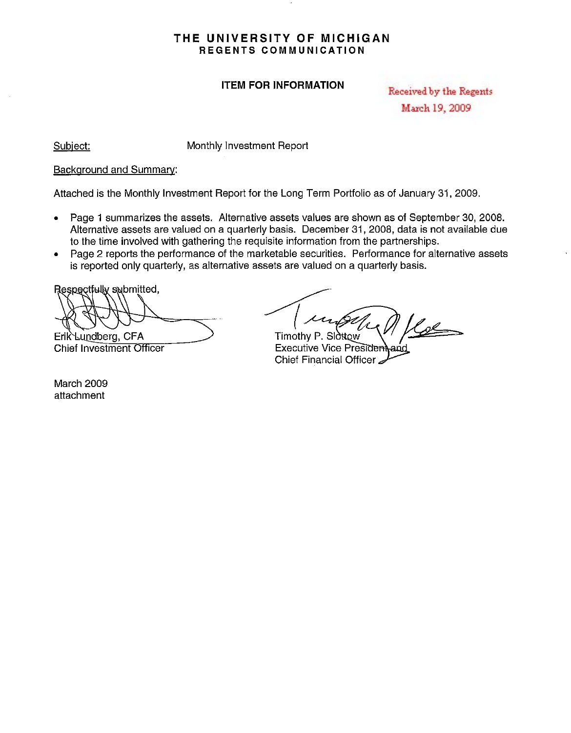# THE UNIVERSITY OF MICHIGAN
## REGENTS COMMUNICATION

### ITEM FOR INFORMATION

Received by the Regents
March 19, 2009

Subject: Monthly Investment Report

Background and Summary:

Attached is the Monthly Investment Report for the Long Term Portfolio as of January 31, 2009.

- Page 1 summarizes the assets. Alternative assets values are shown as of September 30, 2008. Alternative assets are valued on a quarterly basis. December 31, 2008, data is not available due to the time involved with gathering the requisite information from the partnerships.
- Page 2 reports the performance of the marketable securities. Performance for alternative assets is reported only quarterly, as alternative assets are valued on a quarterly basis.

Respectfully submitted,

Erik Lundberg, CFA
Chief Investment Officer

Timothy P. Slottow
Executive Vice President and
Chief Financial Officer

March 2009
attachment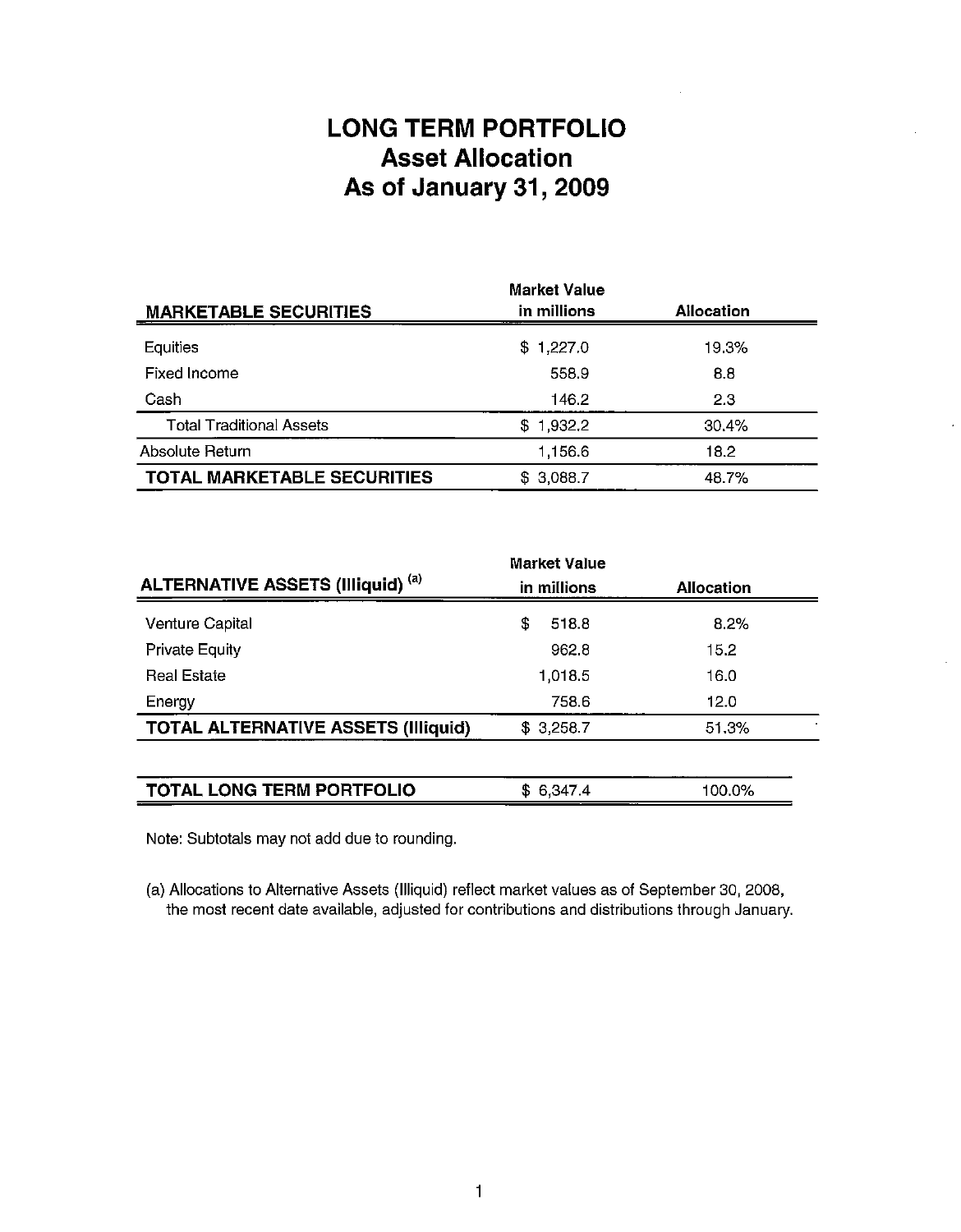# LONG TERM PORTFOLIO
## Asset Allocation
## As of January 31, 2009

| MARKETABLE SECURITIES | Market Value in millions | Allocation |
|---|---|---|
| Equities | $ 1,227.0 | 19.3% |
| Fixed Income | 558.9 | 8.8 |
| Cash | 146.2 | 2.3 |
| Total Traditional Assets | $ 1,932.2 | 30.4% |
| Absolute Return | 1,156.6 | 18.2 |
| **TOTAL MARKETABLE SECURITIES** | $ 3,088.7 | 48.7% |

| ALTERNATIVE ASSETS (Illiquid) [(a)] | Market Value in millions | Allocation |
|---|---|---|
| Venture Capital | $ 518.8 | 8.2% |
| Private Equity | 962.8 | 15.2 |
| Real Estate | 1,018.5 | 16.0 |
| Energy | 758.6 | 12.0 |
| **TOTAL ALTERNATIVE ASSETS (Illiquid)** | $ 3,258.7 | 51.3% |

| | | |
|---|---|---|
| **TOTAL LONG TERM PORTFOLIO** | $ 6,347.4 | 100.0% |

Note: Subtotals may not add due to rounding.

(a) Allocations to Alternative Assets (Illiquid) reflect market values as of September 30, 2008, the most recent date available, adjusted for contributions and distributions through January.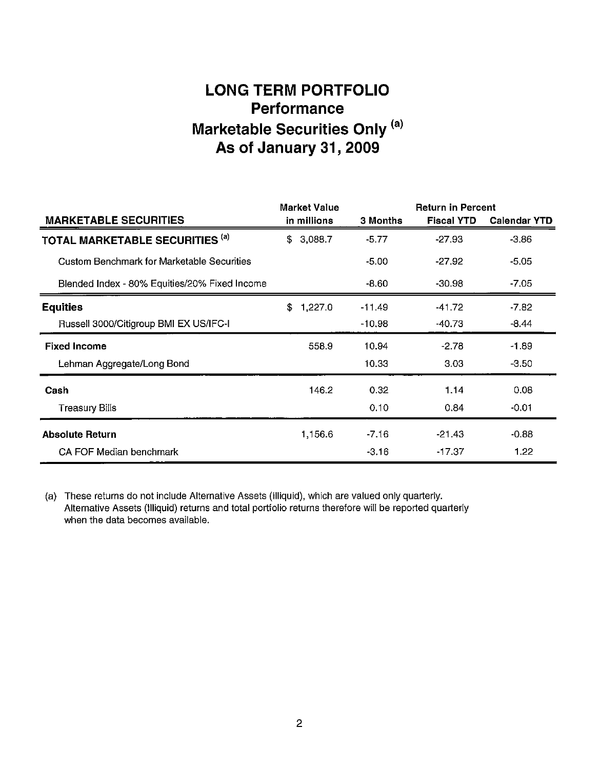# LONG TERM PORTFOLIO
## Performance
## Marketable Securities Only [(a)]
## As of January 31, 2009

| MARKETABLE SECURITIES | Market Value in millions | Return in Percent 3 Months | Fiscal YTD | Calendar YTD |
|---|---|---|---|---|
| **TOTAL MARKETABLE SECURITIES [(a)]** | $ 3,088.7 | -5.77 | -27.93 | -3.86 |
| Custom Benchmark for Marketable Securities | | -5.00 | -27.92 | -5.05 |
| Blended Index - 80% Equities/20% Fixed Income | | -8.60 | -30.98 | -7.05 |
| **Equities** | $ 1,227.0 | -11.49 | -41.72 | -7.82 |
| Russell 3000/Citigroup BMI EX US/IFC-I | | -10.98 | -40.73 | -8.44 |
| **Fixed Income** | 558.9 | 10.94 | -2.78 | -1.89 |
| Lehman Aggregate/Long Bond | | 10.33 | 3.03 | -3.50 |
| **Cash** | 146.2 | 0.32 | 1.14 | 0.08 |
| Treasury Bills | | 0.10 | 0.84 | -0.01 |
| **Absolute Return** | 1,156.6 | -7.16 | -21.43 | -0.88 |
| CA FOF Median benchmark | | -3.16 | -17.37 | 1.22 |

(a) These returns do not include Alternative Assets (Illiquid), which are valued only quarterly. Alternative Assets (Illiquid) returns and total portfolio returns therefore will be reported quarterly when the data becomes available.